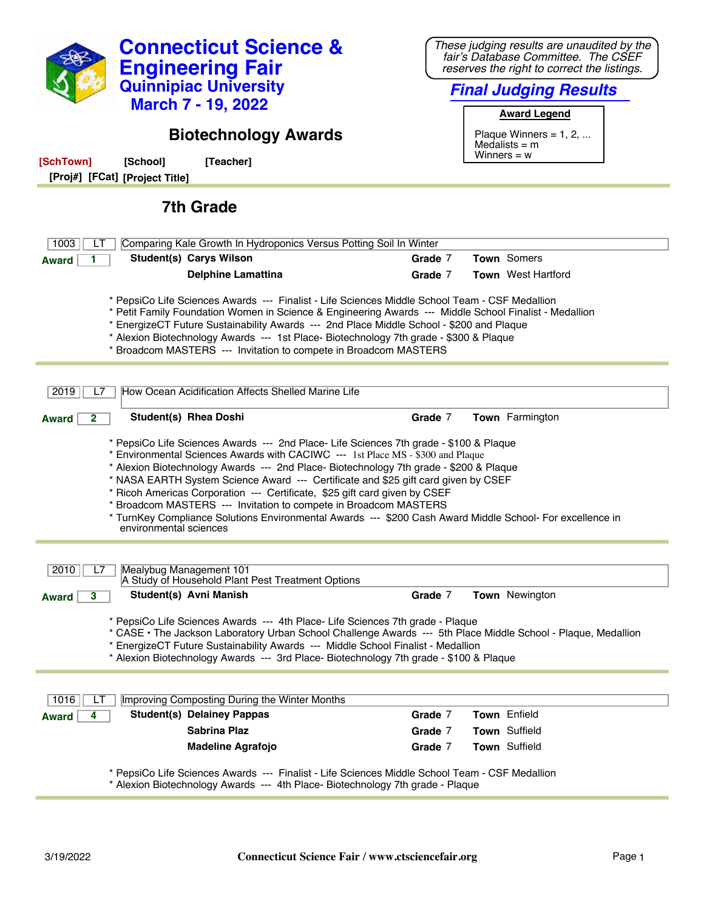# Connecticut Science & Engineering Fair

## Quinnipiac University

## March 7 - 19, 2022

*These judging results are unaudited by the fair's Database Committee. The CSEF reserves the right to correct the listings.*

***Final Judging Results***

**Award Legend**

Plaque Winners = 1, 2, ...
Medalists = m
Winners = w

## Biotechnology Awards

**[SchTown]** **[School]** **[Teacher]**
**[Proj#]** **[FCat]** **[Project Title]**

### 7th Grade

---

1003 | LT | Comparing Kale Growth In Hydroponics Versus Potting Soil In Winter

**Award** 1

**Student(s)** **Carys Wilson** — **Grade** 7 — **Town** Somers
**Delphine Lamattina** — **Grade** 7 — **Town** West Hartford

* PepsiCo Life Sciences Awards --- Finalist - Life Sciences Middle School Team - CSF Medallion
* Petit Family Foundation Women in Science & Engineering Awards --- Middle School Finalist - Medallion
* EnergizeCT Future Sustainability Awards --- 2nd Place Middle School - $200 and Plaque
* Alexion Biotechnology Awards --- 1st Place- Biotechnology 7th grade - $300 & Plaque
* Broadcom MASTERS --- Invitation to compete in Broadcom MASTERS

---

2019 | L7 | How Ocean Acidification Affects Shelled Marine Life

**Award** 2

**Student(s)** **Rhea Doshi** — **Grade** 7 — **Town** Farmington

* PepsiCo Life Sciences Awards --- 2nd Place- Life Sciences 7th grade - $100 & Plaque
* Environmental Sciences Awards with CACIWC --- 1st Place MS - $300 and Plaque
* Alexion Biotechnology Awards --- 2nd Place- Biotechnology 7th grade - $200 & Plaque
* NASA EARTH System Science Award --- Certificate and $25 gift card given by CSEF
* Ricoh Americas Corporation --- Certificate, $25 gift card given by CSEF
* Broadcom MASTERS --- Invitation to compete in Broadcom MASTERS
* TurnKey Compliance Solutions Environmental Awards --- $200 Cash Award Middle School- For excellence in environmental sciences

---

2010 | L7 | Mealybug Management 101
A Study of Household Plant Pest Treatment Options

**Award** 3

**Student(s)** **Avni Manish** — **Grade** 7 — **Town** Newington

* PepsiCo Life Sciences Awards --- 4th Place- Life Sciences 7th grade - Plaque
* CASE • The Jackson Laboratory Urban School Challenge Awards --- 5th Place Middle School - Plaque, Medallion
* EnergizeCT Future Sustainability Awards --- Middle School Finalist - Medallion
* Alexion Biotechnology Awards --- 3rd Place- Biotechnology 7th grade - $100 & Plaque

---

1016 | LT | Improving Composting During the Winter Months

**Award** 4

**Student(s)** **Delainey Pappas** — **Grade** 7 — **Town** Enfield
**Sabrina Plaz** — **Grade** 7 — **Town** Suffield
**Madeline Agrafojo** — **Grade** 7 — **Town** Suffield

* PepsiCo Life Sciences Awards --- Finalist - Life Sciences Middle School Team - CSF Medallion
* Alexion Biotechnology Awards --- 4th Place- Biotechnology 7th grade - Plaque

---

3/19/2022 — Connecticut Science Fair / www.ctsciencefair.org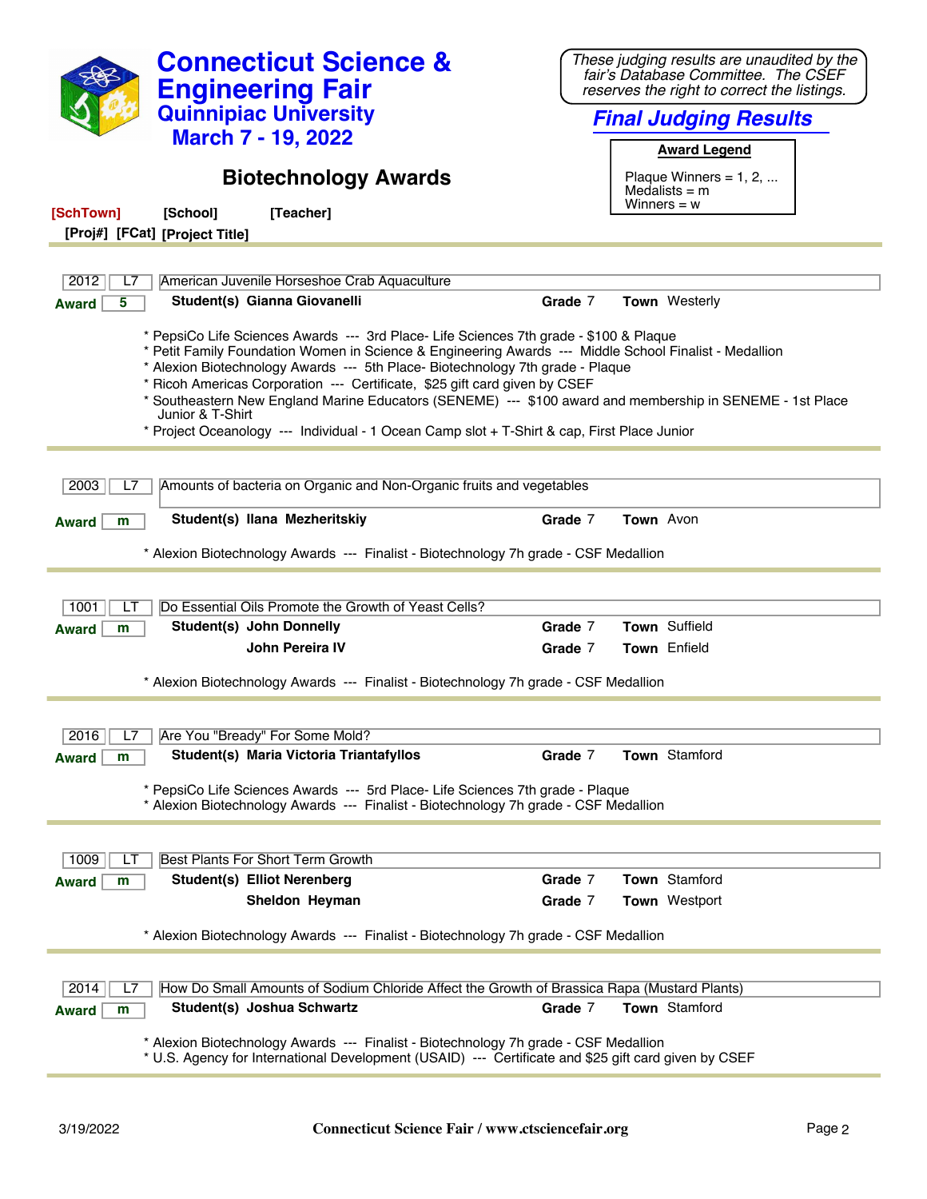# Connecticut Science & Engineering Fair

## Quinnipiac University

## March 7 - 19, 2022

*These judging results are unaudited by the fair's Database Committee. The CSEF reserves the right to correct the listings.*

## *Final Judging Results*

**Award Legend**

Plaque Winners = 1, 2, ...
Medalists = m
Winners = w

## Biotechnology Awards

**[SchTown]** **[School]** **[Teacher]**
**[Proj#]** **[FCat]** **[Project Title]**

---

2012 | L7 | American Juvenile Horseshoe Crab Aquaculture

**Award** 5 | **Student(s) Gianna Giovanelli** | **Grade** 7 | **Town** Westerly

* PepsiCo Life Sciences Awards --- 3rd Place- Life Sciences 7th grade - $100 & Plaque
* Petit Family Foundation Women in Science & Engineering Awards --- Middle School Finalist - Medallion
* Alexion Biotechnology Awards --- 5th Place- Biotechnology 7th grade - Plaque
* Ricoh Americas Corporation --- Certificate, $25 gift card given by CSEF
* Southeastern New England Marine Educators (SENEME) --- $100 award and membership in SENEME - 1st Place Junior & T-Shirt
* Project Oceanology --- Individual - 1 Ocean Camp slot + T-Shirt & cap, First Place Junior

---

2003 | L7 | Amounts of bacteria on Organic and Non-Organic fruits and vegetables

**Award** m | **Student(s) Ilana Mezheritskiy** | **Grade** 7 | **Town** Avon

* Alexion Biotechnology Awards --- Finalist - Biotechnology 7h grade - CSF Medallion

---

1001 | LT | Do Essential Oils Promote the Growth of Yeast Cells?

**Award** m | **Student(s) John Donnelly** | **Grade** 7 | **Town** Suffield
**John Pereira IV** | **Grade** 7 | **Town** Enfield

* Alexion Biotechnology Awards --- Finalist - Biotechnology 7h grade - CSF Medallion

---

2016 | L7 | Are You "Bready" For Some Mold?

**Award** m | **Student(s) Maria Victoria Triantafyllos** | **Grade** 7 | **Town** Stamford

* PepsiCo Life Sciences Awards --- 5rd Place- Life Sciences 7th grade - Plaque
* Alexion Biotechnology Awards --- Finalist - Biotechnology 7h grade - CSF Medallion

---

1009 | LT | Best Plants For Short Term Growth

**Award** m | **Student(s) Elliot Nerenberg** | **Grade** 7 | **Town** Stamford
**Sheldon Heyman** | **Grade** 7 | **Town** Westport

* Alexion Biotechnology Awards --- Finalist - Biotechnology 7h grade - CSF Medallion

---

2014 | L7 | How Do Small Amounts of Sodium Chloride Affect the Growth of Brassica Rapa (Mustard Plants)

**Award** m | **Student(s) Joshua Schwartz** | **Grade** 7 | **Town** Stamford

* Alexion Biotechnology Awards --- Finalist - Biotechnology 7h grade - CSF Medallion
* U.S. Agency for International Development (USAID) --- Certificate and $25 gift card given by CSEF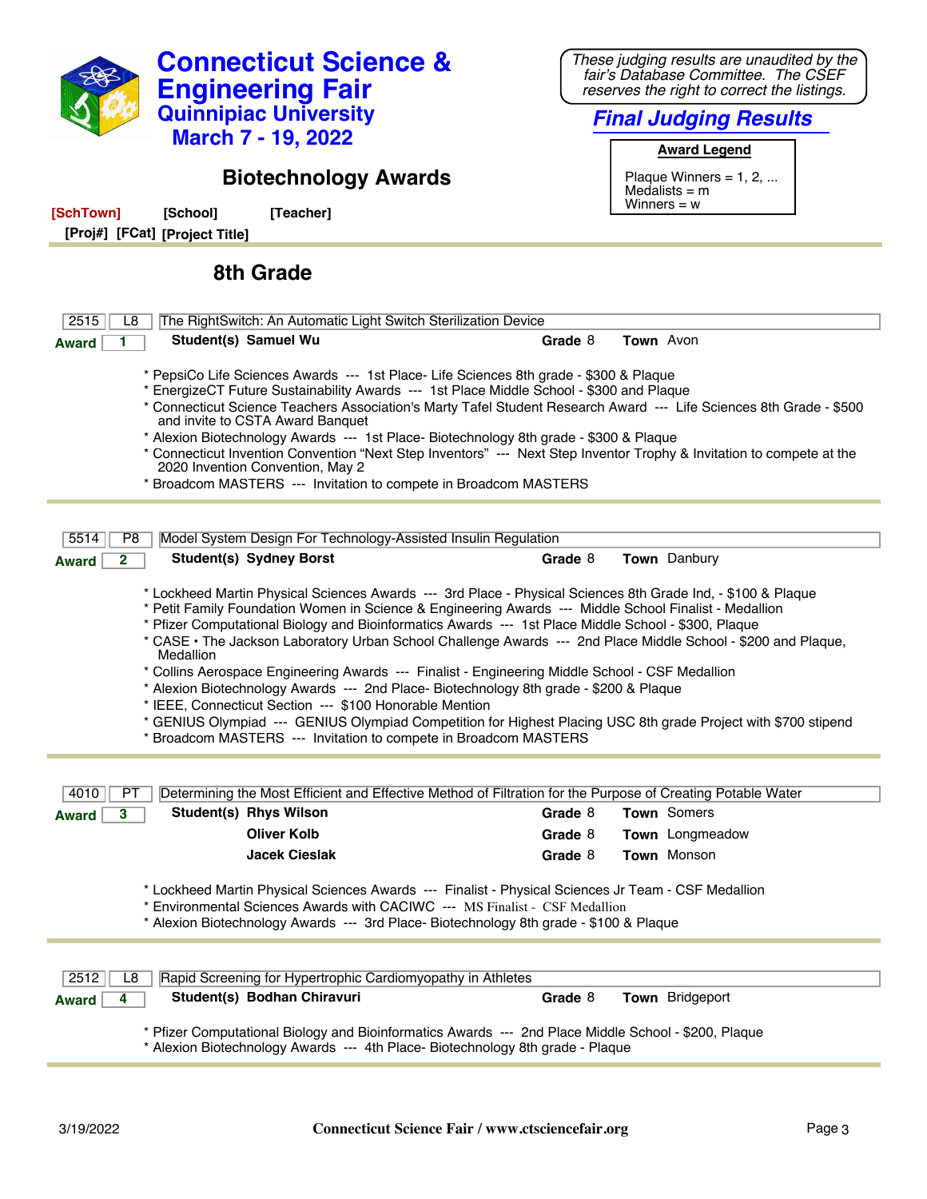# Connecticut Science & Engineering Fair
## Quinnipiac University
## March 7 - 19, 2022

*These judging results are unaudited by the fair's Database Committee. The CSEF reserves the right to correct the listings.*

***Final Judging Results***

**Award Legend**

Plaque Winners = 1, 2, ...
Medalists = m
Winners = w

## Biotechnology Awards

**[SchTown]** **[School]** **[Teacher]**
**[Proj#]** **[FCat]** **[Project Title]**

### 8th Grade

---

**2515** | **L8** | The RightSwitch: An Automatic Light Switch Sterilization Device

**Award 1** — **Student(s)** **Samuel Wu** — **Grade** 8 — **Town** Avon

* PepsiCo Life Sciences Awards --- 1st Place- Life Sciences 8th grade - $300 & Plaque
* EnergizeCT Future Sustainability Awards --- 1st Place Middle School - $300 and Plaque
* Connecticut Science Teachers Association's Marty Tafel Student Research Award --- Life Sciences 8th Grade - $500 and invite to CSTA Award Banquet
* Alexion Biotechnology Awards --- 1st Place- Biotechnology 8th grade - $300 & Plaque
* Connecticut Invention Convention "Next Step Inventors" --- Next Step Inventor Trophy & Invitation to compete at the 2020 Invention Convention, May 2
* Broadcom MASTERS --- Invitation to compete in Broadcom MASTERS

---

**5514** | **P8** | Model System Design For Technology-Assisted Insulin Regulation

**Award 2** — **Student(s)** **Sydney Borst** — **Grade** 8 — **Town** Danbury

* Lockheed Martin Physical Sciences Awards --- 3rd Place - Physical Sciences 8th Grade Ind, - $100 & Plaque
* Petit Family Foundation Women in Science & Engineering Awards --- Middle School Finalist - Medallion
* Pfizer Computational Biology and Bioinformatics Awards --- 1st Place Middle School - $300, Plaque
* CASE • The Jackson Laboratory Urban School Challenge Awards --- 2nd Place Middle School - $200 and Plaque, Medallion
* Collins Aerospace Engineering Awards --- Finalist - Engineering Middle School - CSF Medallion
* Alexion Biotechnology Awards --- 2nd Place- Biotechnology 8th grade - $200 & Plaque
* IEEE, Connecticut Section --- $100 Honorable Mention
* GENIUS Olympiad --- GENIUS Olympiad Competition for Highest Placing USC 8th grade Project with $700 stipend
* Broadcom MASTERS --- Invitation to compete in Broadcom MASTERS

---

**4010** | **PT** | Determining the Most Efficient and Effective Method of Filtration for the Purpose of Creating Potable Water

**Award 3** — **Student(s)**

| Student | Grade | Town |
|---|---|---|
| **Rhys Wilson** | 8 | Somers |
| **Oliver Kolb** | 8 | Longmeadow |
| **Jacek Cieslak** | 8 | Monson |

* Lockheed Martin Physical Sciences Awards --- Finalist - Physical Sciences Jr Team - CSF Medallion
* Environmental Sciences Awards with CACIWC --- MS Finalist - CSF Medallion
* Alexion Biotechnology Awards --- 3rd Place- Biotechnology 8th grade - $100 & Plaque

---

**2512** | **L8** | Rapid Screening for Hypertrophic Cardiomyopathy in Athletes

**Award 4** — **Student(s)** **Bodhan Chiravuri** — **Grade** 8 — **Town** Bridgeport

* Pfizer Computational Biology and Bioinformatics Awards --- 2nd Place Middle School - $200, Plaque
* Alexion Biotechnology Awards --- 4th Place- Biotechnology 8th grade - Plaque

---

3/19/2022 — **Connecticut Science Fair / www.ctsciencefair.org**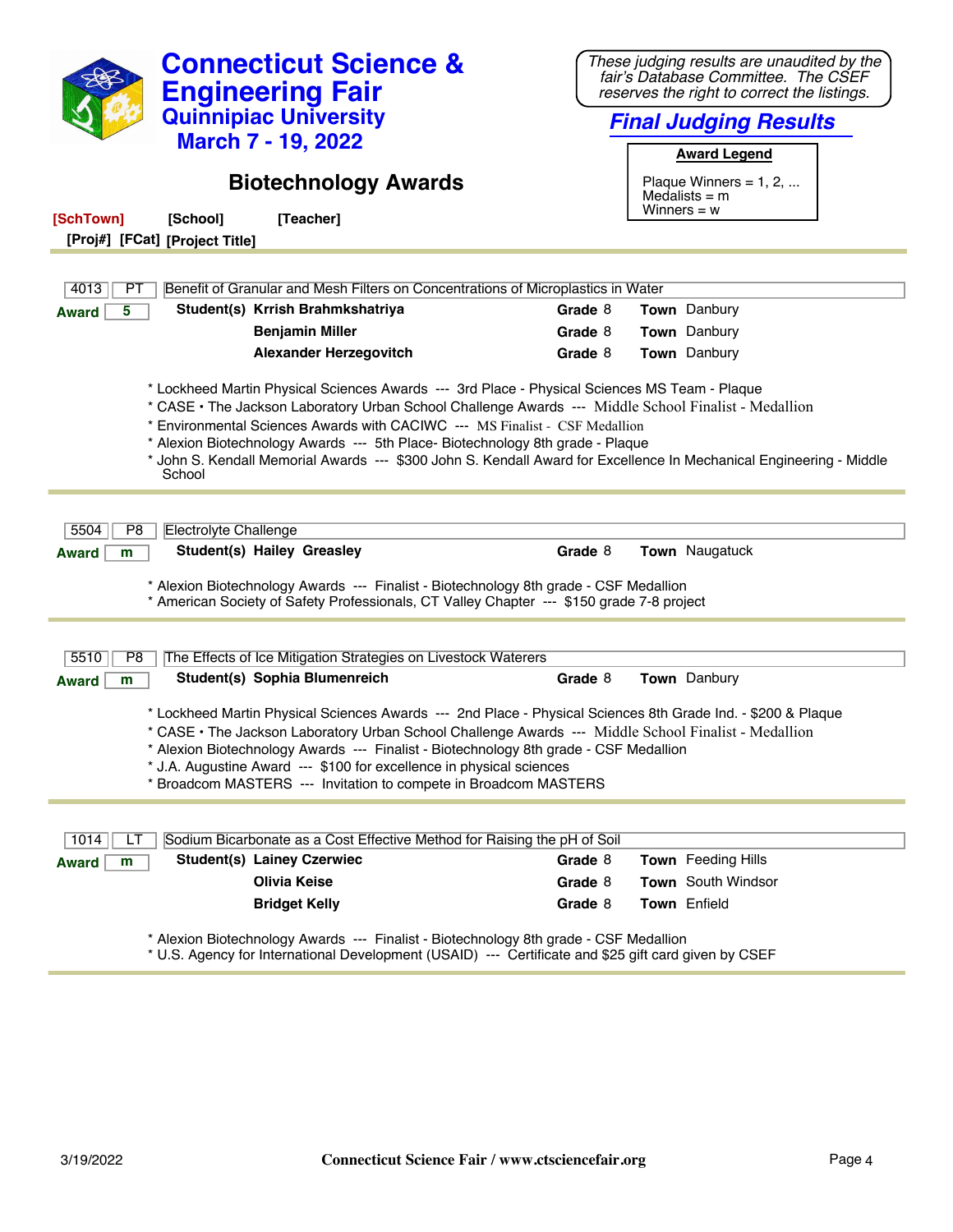# Connecticut Science & Engineering Fair

## Quinnipiac University

## March 7 - 19, 2022

*These judging results are unaudited by the fair's Database Committee. The CSEF reserves the right to correct the listings.*

***Final Judging Results***

**Award Legend**

Plaque Winners = 1, 2, ...
Medalists = m
Winners = w

## Biotechnology Awards

**[SchTown]** **[School]** **[Teacher]**
**[Proj#]** **[FCat]** **[Project Title]**

---

4013 | PT | Benefit of Granular and Mesh Filters on Concentrations of Microplastics in Water

**Award** 5

| Student(s) | Grade | Town |
|---|---|---|
| Krrish Brahmkshatriya | 8 | Danbury |
| Benjamin Miller | 8 | Danbury |
| Alexander Herzegovitch | 8 | Danbury |

* Lockheed Martin Physical Sciences Awards --- 3rd Place - Physical Sciences MS Team - Plaque
* CASE • The Jackson Laboratory Urban School Challenge Awards --- Middle School Finalist - Medallion
* Environmental Sciences Awards with CACIWC --- MS Finalist - CSF Medallion
* Alexion Biotechnology Awards --- 5th Place- Biotechnology 8th grade - Plaque
* John S. Kendall Memorial Awards --- $300 John S. Kendall Award for Excellence In Mechanical Engineering - Middle School

---

5504 | P8 | Electrolyte Challenge

**Award** m

| Student(s) | Grade | Town |
|---|---|---|
| Hailey Greasley | 8 | Naugatuck |

* Alexion Biotechnology Awards --- Finalist - Biotechnology 8th grade - CSF Medallion
* American Society of Safety Professionals, CT Valley Chapter --- $150 grade 7-8 project

---

5510 | P8 | The Effects of Ice Mitigation Strategies on Livestock Waterers

**Award** m

| Student(s) | Grade | Town |
|---|---|---|
| Sophia Blumenreich | 8 | Danbury |

* Lockheed Martin Physical Sciences Awards --- 2nd Place - Physical Sciences 8th Grade Ind. - $200 & Plaque
* CASE • The Jackson Laboratory Urban School Challenge Awards --- Middle School Finalist - Medallion
* Alexion Biotechnology Awards --- Finalist - Biotechnology 8th grade - CSF Medallion
* J.A. Augustine Award --- $100 for excellence in physical sciences
* Broadcom MASTERS --- Invitation to compete in Broadcom MASTERS

---

1014 | LT | Sodium Bicarbonate as a Cost Effective Method for Raising the pH of Soil

**Award** m

| Student(s) | Grade | Town |
|---|---|---|
| Lainey Czerwiec | 8 | Feeding Hills |
| Olivia Keise | 8 | South Windsor |
| Bridget Kelly | 8 | Enfield |

* Alexion Biotechnology Awards --- Finalist - Biotechnology 8th grade - CSF Medallion
* U.S. Agency for International Development (USAID) --- Certificate and $25 gift card given by CSEF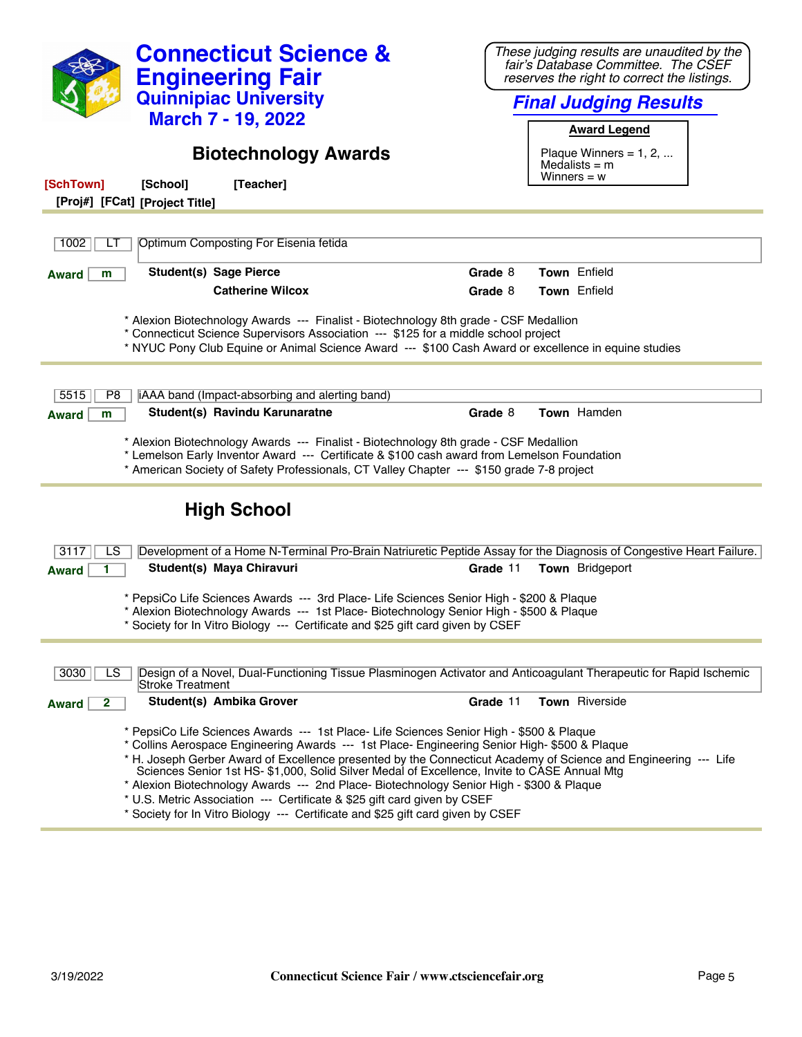# Connecticut Science & Engineering Fair
## Quinnipiac University
## March 7 - 19, 2022

*These judging results are unaudited by the fair's Database Committee. The CSEF reserves the right to correct the listings.*

***Final Judging Results***

**Award Legend**

Plaque Winners = 1, 2, ...
Medalists = m
Winners = w

## Biotechnology Awards

**[SchTown]** **[School]** **[Teacher]**
**[Proj#]** **[FCat]** **[Project Title]**

---

1002 | LT | Optimum Composting For Eisenia fetida

**Award** m — **Student(s)** **Sage Pierce** — **Grade** 8 — **Town** Enfield
**Catherine Wilcox** — **Grade** 8 — **Town** Enfield

* Alexion Biotechnology Awards --- Finalist - Biotechnology 8th grade - CSF Medallion
* Connecticut Science Supervisors Association --- $125 for a middle school project
* NYUC Pony Club Equine or Animal Science Award --- $100 Cash Award or excellence in equine studies

---

5515 | P8 | iAAA band (Impact-absorbing and alerting band)

**Award** m — **Student(s)** **Ravindu Karunaratne** — **Grade** 8 — **Town** Hamden

* Alexion Biotechnology Awards --- Finalist - Biotechnology 8th grade - CSF Medallion
* Lemelson Early Inventor Award --- Certificate & $100 cash award from Lemelson Foundation
* American Society of Safety Professionals, CT Valley Chapter --- $150 grade 7-8 project

---

## High School

3117 | LS | Development of a Home N-Terminal Pro-Brain Natriuretic Peptide Assay for the Diagnosis of Congestive Heart Failure.

**Award** 1 — **Student(s)** **Maya Chiravuri** — **Grade** 11 — **Town** Bridgeport

* PepsiCo Life Sciences Awards --- 3rd Place- Life Sciences Senior High - $200 & Plaque
* Alexion Biotechnology Awards --- 1st Place- Biotechnology Senior High - $500 & Plaque
* Society for In Vitro Biology --- Certificate and $25 gift card given by CSEF

---

3030 | LS | Design of a Novel, Dual-Functioning Tissue Plasminogen Activator and Anticoagulant Therapeutic for Rapid Ischemic Stroke Treatment

**Award** 2 — **Student(s)** **Ambika Grover** — **Grade** 11 — **Town** Riverside

* PepsiCo Life Sciences Awards --- 1st Place- Life Sciences Senior High - $500 & Plaque
* Collins Aerospace Engineering Awards --- 1st Place- Engineering Senior High- $500 & Plaque
* H. Joseph Gerber Award of Excellence presented by the Connecticut Academy of Science and Engineering --- Life Sciences Senior 1st HS- $1,000, Solid Silver Medal of Excellence, Invite to CASE Annual Mtg
* Alexion Biotechnology Awards --- 2nd Place- Biotechnology Senior High - $300 & Plaque
* U.S. Metric Association --- Certificate & $25 gift card given by CSEF
* Society for In Vitro Biology --- Certificate and $25 gift card given by CSEF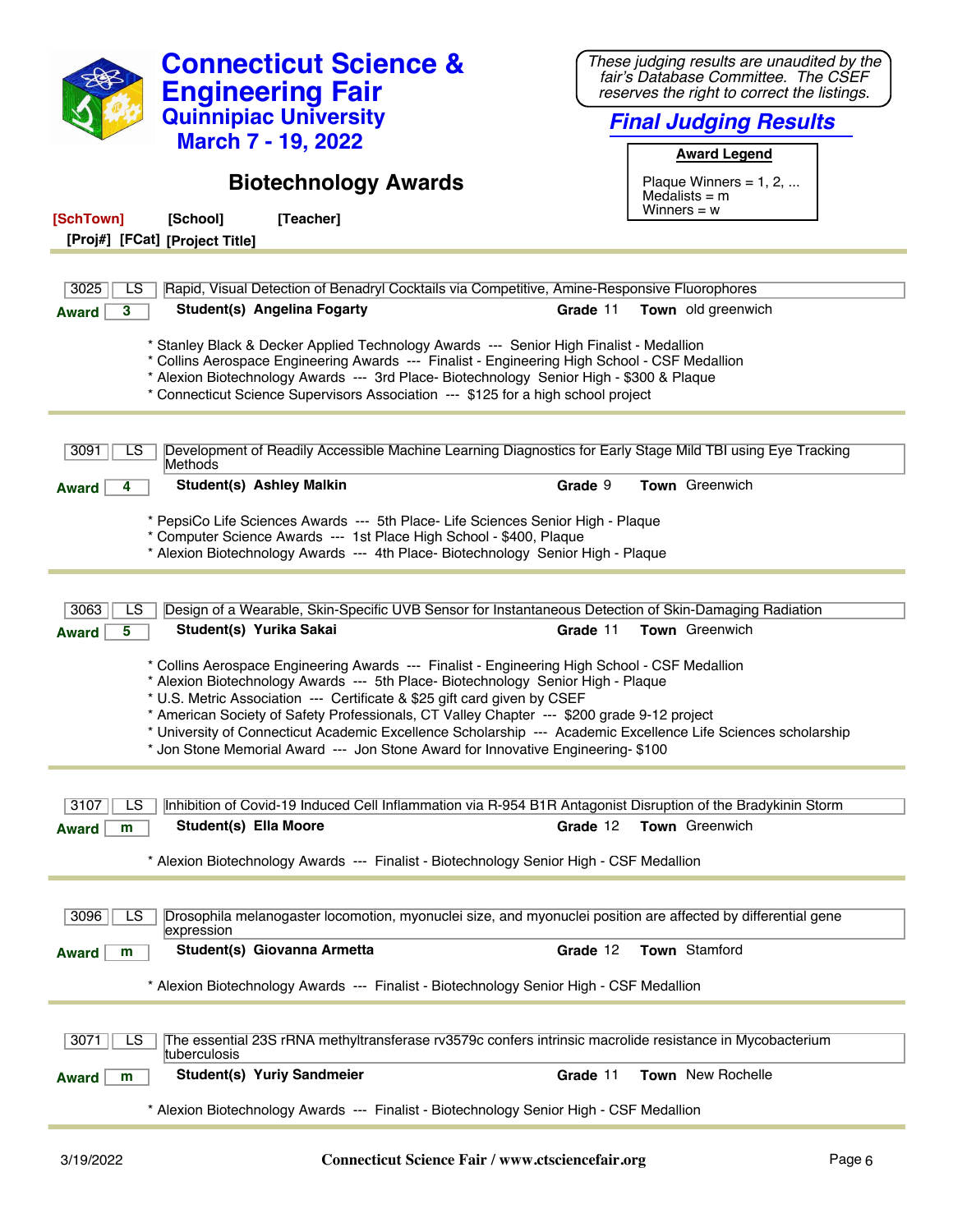# Connecticut Science & Engineering Fair

## Quinnipiac University

## March 7 - 19, 2022

*These judging results are unaudited by the fair's Database Committee. The CSEF reserves the right to correct the listings.*

***Final Judging Results***

**Award Legend**

Plaque Winners = 1, 2, ...
Medalists = m
Winners = w

## Biotechnology Awards

**[SchTown]** **[School]** **[Teacher]**
**[Proj#]** **[FCat]** **[Project Title]**

---

**3025** | **LS** | Rapid, Visual Detection of Benadryl Cocktails via Competitive, Amine-Responsive Fluorophores

**Award** 3 — **Student(s)** **Angelina Fogarty** — **Grade** 11 — **Town** old greenwich

* Stanley Black & Decker Applied Technology Awards --- Senior High Finalist - Medallion
* Collins Aerospace Engineering Awards --- Finalist - Engineering High School - CSF Medallion
* Alexion Biotechnology Awards --- 3rd Place- Biotechnology Senior High - $300 & Plaque
* Connecticut Science Supervisors Association --- $125 for a high school project

---

**3091** | **LS** | Development of Readily Accessible Machine Learning Diagnostics for Early Stage Mild TBI using Eye Tracking Methods

**Award** 4 — **Student(s)** **Ashley Malkin** — **Grade** 9 — **Town** Greenwich

* PepsiCo Life Sciences Awards --- 5th Place- Life Sciences Senior High - Plaque
* Computer Science Awards --- 1st Place High School - $400, Plaque
* Alexion Biotechnology Awards --- 4th Place- Biotechnology Senior High - Plaque

---

**3063** | **LS** | Design of a Wearable, Skin-Specific UVB Sensor for Instantaneous Detection of Skin-Damaging Radiation

**Award** 5 — **Student(s)** **Yurika Sakai** — **Grade** 11 — **Town** Greenwich

* Collins Aerospace Engineering Awards --- Finalist - Engineering High School - CSF Medallion
* Alexion Biotechnology Awards --- 5th Place- Biotechnology Senior High - Plaque
* U.S. Metric Association --- Certificate & $25 gift card given by CSEF
* American Society of Safety Professionals, CT Valley Chapter --- $200 grade 9-12 project
* University of Connecticut Academic Excellence Scholarship --- Academic Excellence Life Sciences scholarship
* Jon Stone Memorial Award --- Jon Stone Award for Innovative Engineering- $100

---

**3107** | **LS** | Inhibition of Covid-19 Induced Cell Inflammation via R-954 B1R Antagonist Disruption of the Bradykinin Storm

**Award** m — **Student(s)** **Ella Moore** — **Grade** 12 — **Town** Greenwich

* Alexion Biotechnology Awards --- Finalist - Biotechnology Senior High - CSF Medallion

---

**3096** | **LS** | Drosophila melanogaster locomotion, myonuclei size, and myonuclei position are affected by differential gene expression

**Award** m — **Student(s)** **Giovanna Armetta** — **Grade** 12 — **Town** Stamford

* Alexion Biotechnology Awards --- Finalist - Biotechnology Senior High - CSF Medallion

---

**3071** | **LS** | The essential 23S rRNA methyltransferase rv3579c confers intrinsic macrolide resistance in Mycobacterium tuberculosis

**Award** m — **Student(s)** **Yuriy Sandmeier** — **Grade** 11 — **Town** New Rochelle

* Alexion Biotechnology Awards --- Finalist - Biotechnology Senior High - CSF Medallion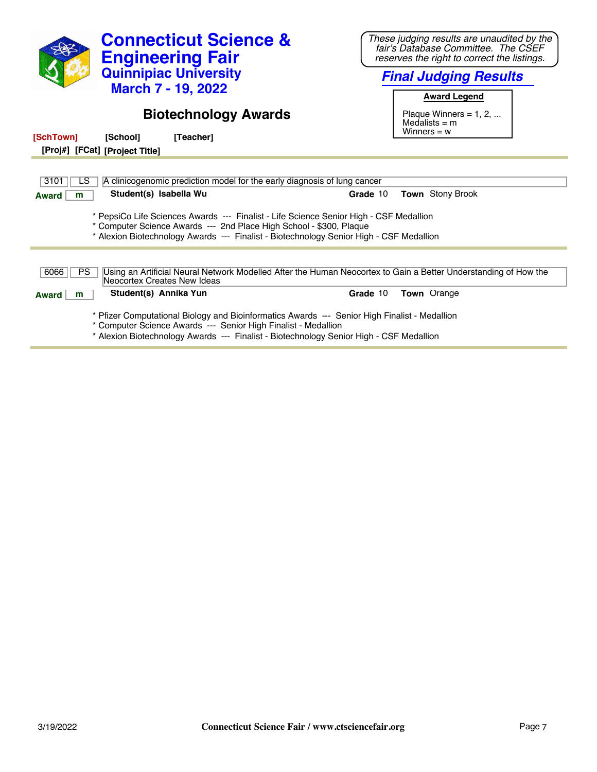# Connecticut Science & Engineering Fair
## Quinnipiac University
## March 7 - 19, 2022

*These judging results are unaudited by the fair's Database Committee. The CSEF reserves the right to correct the listings.*

***Final Judging Results***

**Award Legend**

Plaque Winners = 1, 2, ...
Medalists = m
Winners = w

## Biotechnology Awards

**[SchTown]** **[School]** **[Teacher]**
**[Proj#]** **[FCat]** **[Project Title]**

---

3101 | LS | A clinicogenomic prediction model for the early diagnosis of lung cancer

**Award** m | **Student(s)** **Isabella Wu** | **Grade** 10 | **Town** Stony Brook

* PepsiCo Life Sciences Awards --- Finalist - Life Science Senior High - CSF Medallion
* Computer Science Awards --- 2nd Place High School - $300, Plaque
* Alexion Biotechnology Awards --- Finalist - Biotechnology Senior High - CSF Medallion

---

6066 | PS | Using an Artificial Neural Network Modelled After the Human Neocortex to Gain a Better Understanding of How the Neocortex Creates New Ideas

**Award** m | **Student(s)** **Annika Yun** | **Grade** 10 | **Town** Orange

* Pfizer Computational Biology and Bioinformatics Awards --- Senior High Finalist - Medallion
* Computer Science Awards --- Senior High Finalist - Medallion
* Alexion Biotechnology Awards --- Finalist - Biotechnology Senior High - CSF Medallion